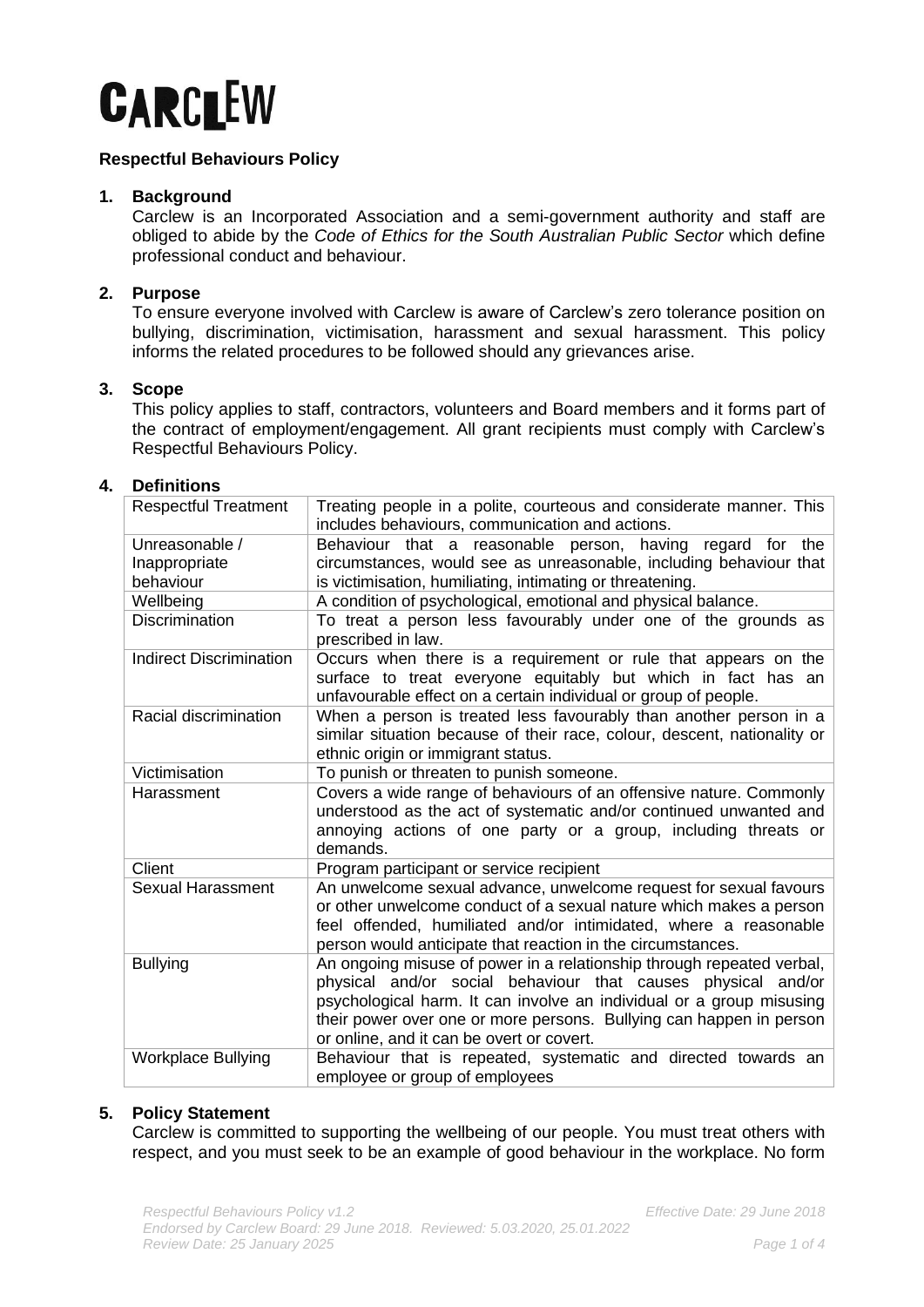# CARCLEW

**Respectful Behaviours Policy**

## 1. Background

Carclew is an Incorporated Association and a semi-government authority and staff are obliged to abide by the *Code of Ethics for the South Australian Public Sector* which define professional conduct and behaviour.

## 2. Purpose

To ensure everyone involved with Carclew is aware of Carclew's zero tolerance position on bullying, discrimination, victimisation, harassment and sexual harassment. This policy informs the related procedures to be followed should any grievances arise.

## 3. Scope

This policy applies to staff, contractors, volunteers and Board members and it forms part of the contract of employment/engagement. All grant recipients must comply with Carclew's Respectful Behaviours Policy.

## 4. Definitions

| Term | Definition |
|---|---|
| Respectful Treatment | Treating people in a polite, courteous and considerate manner. This includes behaviours, communication and actions. |
| Unreasonable / Inappropriate behaviour | Behaviour that a reasonable person, having regard for the circumstances, would see as unreasonable, including behaviour that is victimisation, humiliating, intimating or threatening. |
| Wellbeing | A condition of psychological, emotional and physical balance. |
| Discrimination | To treat a person less favourably under one of the grounds as prescribed in law. |
| Indirect Discrimination | Occurs when there is a requirement or rule that appears on the surface to treat everyone equitably but which in fact has an unfavourable effect on a certain individual or group of people. |
| Racial discrimination | When a person is treated less favourably than another person in a similar situation because of their race, colour, descent, nationality or ethnic origin or immigrant status. |
| Victimisation | To punish or threaten to punish someone. |
| Harassment | Covers a wide range of behaviours of an offensive nature. Commonly understood as the act of systematic and/or continued unwanted and annoying actions of one party or a group, including threats or demands. |
| Client | Program participant or service recipient |
| Sexual Harassment | An unwelcome sexual advance, unwelcome request for sexual favours or other unwelcome conduct of a sexual nature which makes a person feel offended, humiliated and/or intimidated, where a reasonable person would anticipate that reaction in the circumstances. |
| Bullying | An ongoing misuse of power in a relationship through repeated verbal, physical and/or social behaviour that causes physical and/or psychological harm. It can involve an individual or a group misusing their power over one or more persons. Bullying can happen in person or online, and it can be overt or covert. |
| Workplace Bullying | Behaviour that is repeated, systematic and directed towards an employee or group of employees |

## 5. Policy Statement

Carclew is committed to supporting the wellbeing of our people. You must treat others with respect, and you must seek to be an example of good behaviour in the workplace. No form

*Respectful Behaviours Policy v1.2* *Effective Date: 29 June 2018*
*Endorsed by Carclew Board: 29 June 2018. Reviewed: 5.03.2020, 25.01.2022*
*Review Date: 25 January 2025*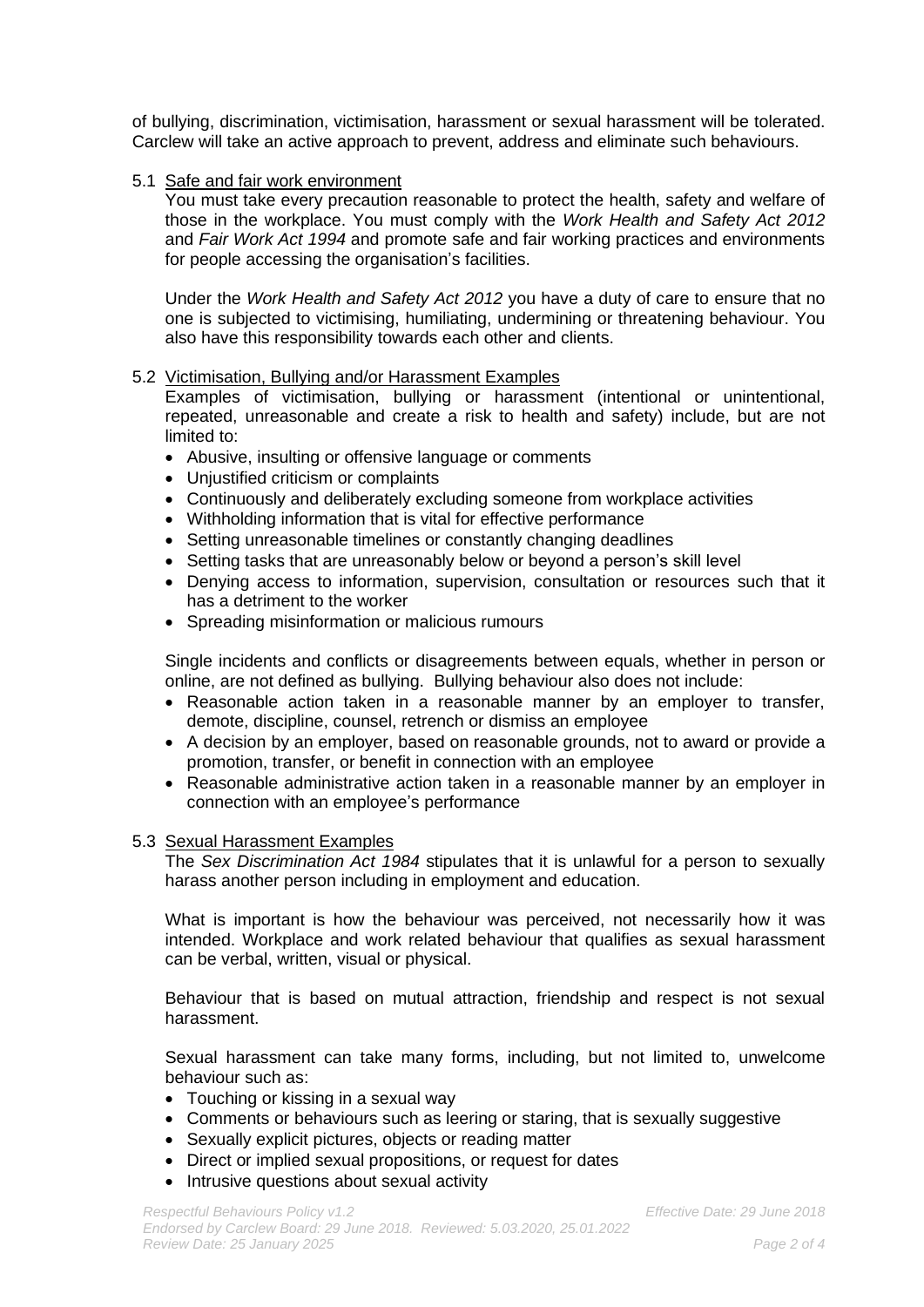of bullying, discrimination, victimisation, harassment or sexual harassment will be tolerated. Carclew will take an active approach to prevent, address and eliminate such behaviours.

### 5.1 Safe and fair work environment

You must take every precaution reasonable to protect the health, safety and welfare of those in the workplace. You must comply with the *Work Health and Safety Act 2012* and *Fair Work Act 1994* and promote safe and fair working practices and environments for people accessing the organisation's facilities.

Under the *Work Health and Safety Act 2012* you have a duty of care to ensure that no one is subjected to victimising, humiliating, undermining or threatening behaviour. You also have this responsibility towards each other and clients.

### 5.2 Victimisation, Bullying and/or Harassment Examples

Examples of victimisation, bullying or harassment (intentional or unintentional, repeated, unreasonable and create a risk to health and safety) include, but are not limited to:

- Abusive, insulting or offensive language or comments
- Unjustified criticism or complaints
- Continuously and deliberately excluding someone from workplace activities
- Withholding information that is vital for effective performance
- Setting unreasonable timelines or constantly changing deadlines
- Setting tasks that are unreasonably below or beyond a person's skill level
- Denying access to information, supervision, consultation or resources such that it has a detriment to the worker
- Spreading misinformation or malicious rumours

Single incidents and conflicts or disagreements between equals, whether in person or online, are not defined as bullying. Bullying behaviour also does not include:

- Reasonable action taken in a reasonable manner by an employer to transfer, demote, discipline, counsel, retrench or dismiss an employee
- A decision by an employer, based on reasonable grounds, not to award or provide a promotion, transfer, or benefit in connection with an employee
- Reasonable administrative action taken in a reasonable manner by an employer in connection with an employee's performance

### 5.3 Sexual Harassment Examples

The *Sex Discrimination Act 1984* stipulates that it is unlawful for a person to sexually harass another person including in employment and education.

What is important is how the behaviour was perceived, not necessarily how it was intended. Workplace and work related behaviour that qualifies as sexual harassment can be verbal, written, visual or physical.

Behaviour that is based on mutual attraction, friendship and respect is not sexual harassment.

Sexual harassment can take many forms, including, but not limited to, unwelcome behaviour such as:

- Touching or kissing in a sexual way
- Comments or behaviours such as leering or staring, that is sexually suggestive
- Sexually explicit pictures, objects or reading matter
- Direct or implied sexual propositions, or request for dates
- Intrusive questions about sexual activity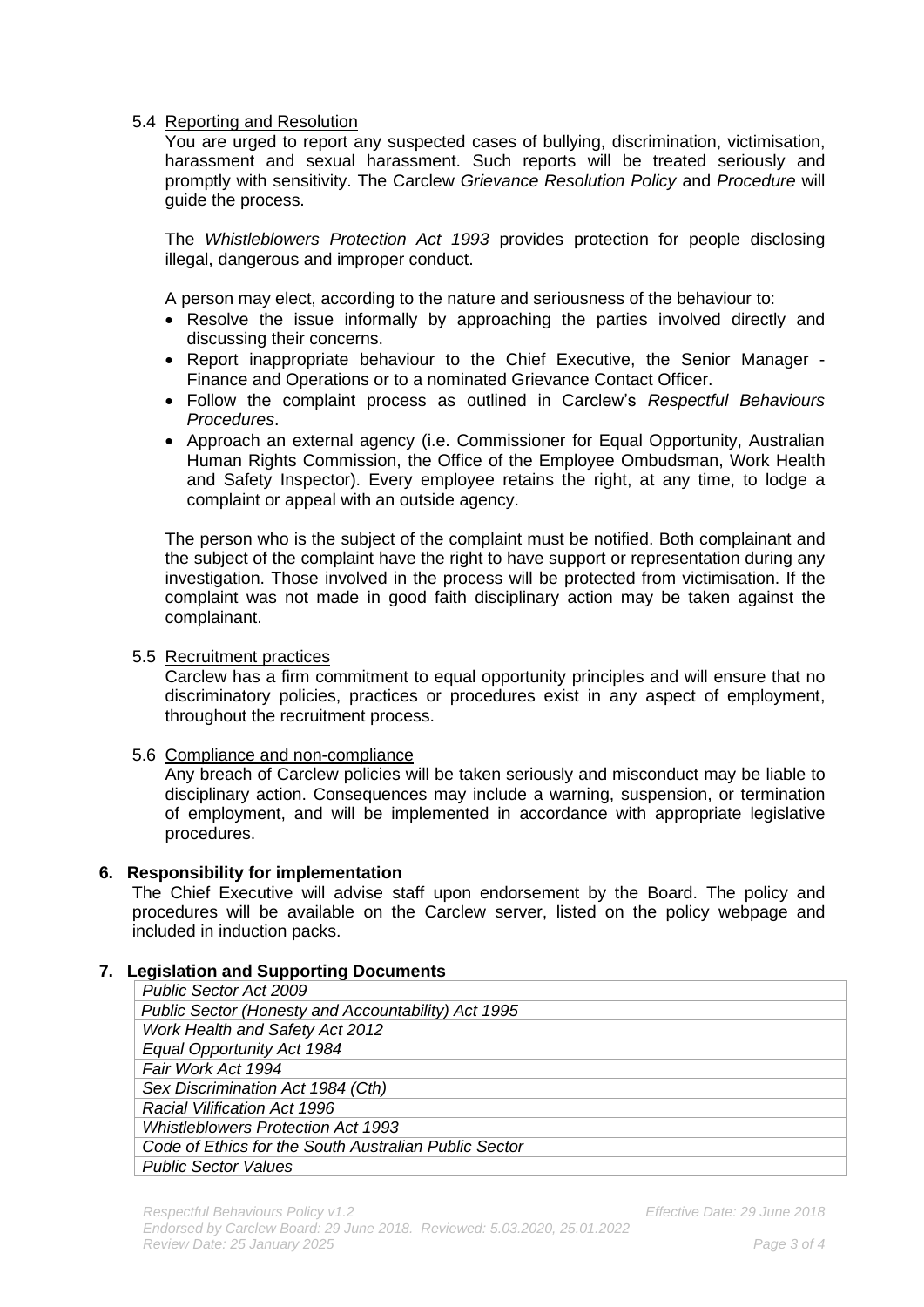### 5.4 Reporting and Resolution

You are urged to report any suspected cases of bullying, discrimination, victimisation, harassment and sexual harassment. Such reports will be treated seriously and promptly with sensitivity. The Carclew *Grievance Resolution Policy* and *Procedure* will guide the process.

The *Whistleblowers Protection Act 1993* provides protection for people disclosing illegal, dangerous and improper conduct.

A person may elect, according to the nature and seriousness of the behaviour to:

- Resolve the issue informally by approaching the parties involved directly and discussing their concerns.
- Report inappropriate behaviour to the Chief Executive, the Senior Manager - Finance and Operations or to a nominated Grievance Contact Officer.
- Follow the complaint process as outlined in Carclew's *Respectful Behaviours Procedures*.
- Approach an external agency (i.e. Commissioner for Equal Opportunity, Australian Human Rights Commission, the Office of the Employee Ombudsman, Work Health and Safety Inspector). Every employee retains the right, at any time, to lodge a complaint or appeal with an outside agency.

The person who is the subject of the complaint must be notified. Both complainant and the subject of the complaint have the right to have support or representation during any investigation. Those involved in the process will be protected from victimisation. If the complaint was not made in good faith disciplinary action may be taken against the complainant.

### 5.5 Recruitment practices

Carclew has a firm commitment to equal opportunity principles and will ensure that no discriminatory policies, practices or procedures exist in any aspect of employment, throughout the recruitment process.

### 5.6 Compliance and non-compliance

Any breach of Carclew policies will be taken seriously and misconduct may be liable to disciplinary action. Consequences may include a warning, suspension, or termination of employment, and will be implemented in accordance with appropriate legislative procedures.

## 6. Responsibility for implementation

The Chief Executive will advise staff upon endorsement by the Board. The policy and procedures will be available on the Carclew server, listed on the policy webpage and included in induction packs.

## 7. Legislation and Supporting Documents

| |
|---|
| *Public Sector Act 2009* |
| *Public Sector (Honesty and Accountability) Act 1995* |
| *Work Health and Safety Act 2012* |
| *Equal Opportunity Act 1984* |
| *Fair Work Act 1994* |
| *Sex Discrimination Act 1984 (Cth)* |
| *Racial Vilification Act 1996* |
| *Whistleblowers Protection Act 1993* |
| *Code of Ethics for the South Australian Public Sector* |
| *Public Sector Values* |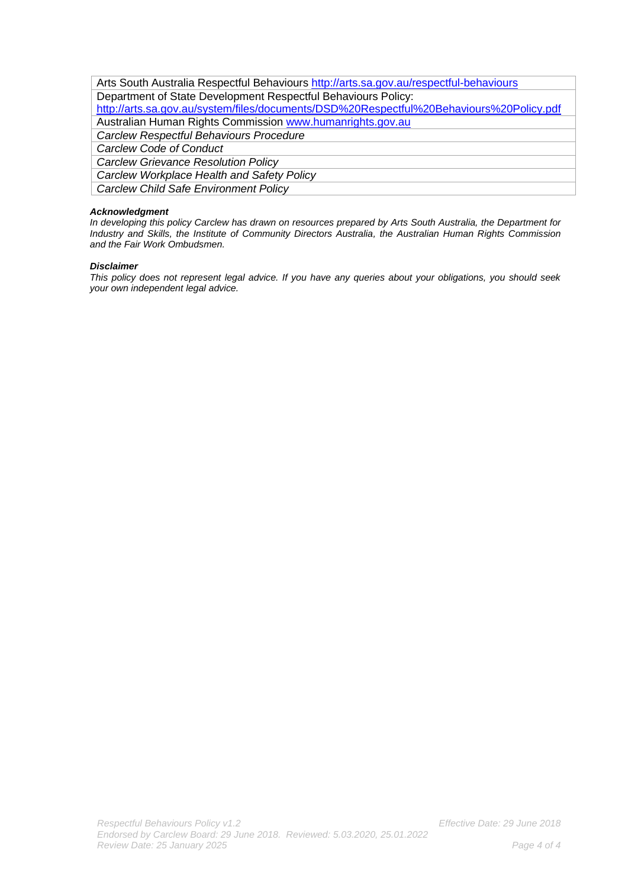| |
|---|
| Arts South Australia Respectful Behaviours http://arts.sa.gov.au/respectful-behaviours |
| Department of State Development Respectful Behaviours Policy: http://arts.sa.gov.au/system/files/documents/DSD%20Respectful%20Behaviours%20Policy.pdf |
| Australian Human Rights Commission www.humanrights.gov.au |
| *Carclew Respectful Behaviours Procedure* |
| *Carclew Code of Conduct* |
| *Carclew Grievance Resolution Policy* |
| *Carclew Workplace Health and Safety Policy* |
| *Carclew Child Safe Environment Policy* |

***Acknowledgment***
*In developing this policy Carclew has drawn on resources prepared by Arts South Australia, the Department for Industry and Skills, the Institute of Community Directors Australia, the Australian Human Rights Commission and the Fair Work Ombudsmen.*

***Disclaimer***
*This policy does not represent legal advice. If you have any queries about your obligations, you should seek your own independent legal advice.*